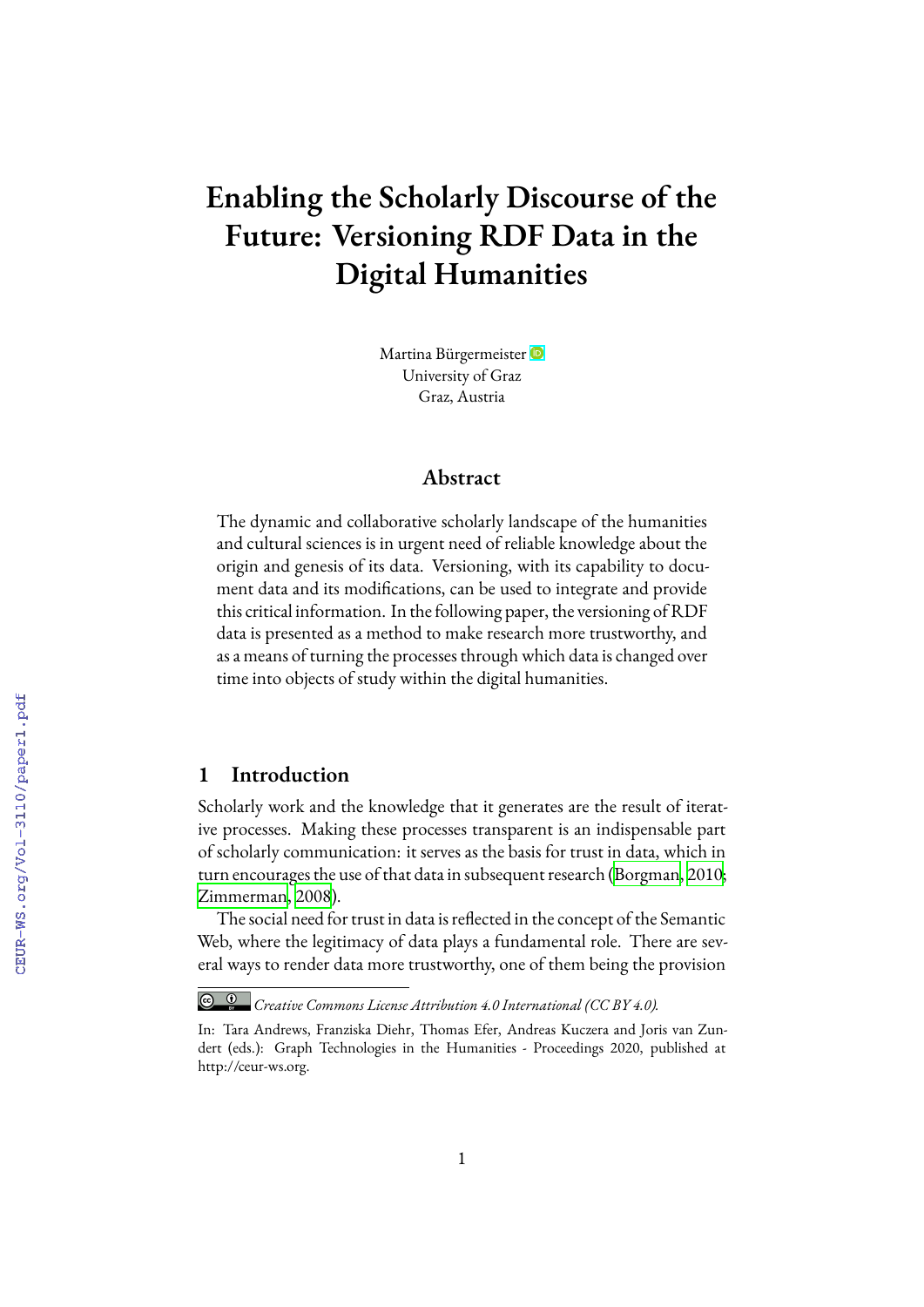# Enabling the Scholarly Discourse of the Future: Versioning RDF Data in the Digital Humanities

Martina Bürgermeister
University of Graz
Graz, Austria

## Abstract

The dynamic and collaborative scholarly landscape of the humanities and cultural sciences is in urgent need of reliable knowledge about the origin and genesis of its data. Versioning, with its capability to document data and its modifications, can be used to integrate and provide this critical information. In the following paper, the versioning of RDF data is presented as a method to make research more trustworthy, and as a means of turning the processes through which data is changed over time into objects of study within the digital humanities.

## 1 Introduction

Scholarly work and the knowledge that it generates are the result of iterative processes. Making these processes transparent is an indispensable part of scholarly communication: it serves as the basis for trust in data, which in turn encourages the use of that data in subsequent research (Borgman, 2010; Zimmerman, 2008).

The social need for trust in data is reflected in the concept of the Semantic Web, where the legitimacy of data plays a fundamental role. There are several ways to render data more trustworthy, one of them being the provision

---

*Creative Commons License Attribution 4.0 International (CC BY 4.0).*

In: Tara Andrews, Franziska Diehr, Thomas Efer, Andreas Kuczera and Joris van Zundert (eds.): Graph Technologies in the Humanities - Proceedings 2020, published at http://ceur-ws.org.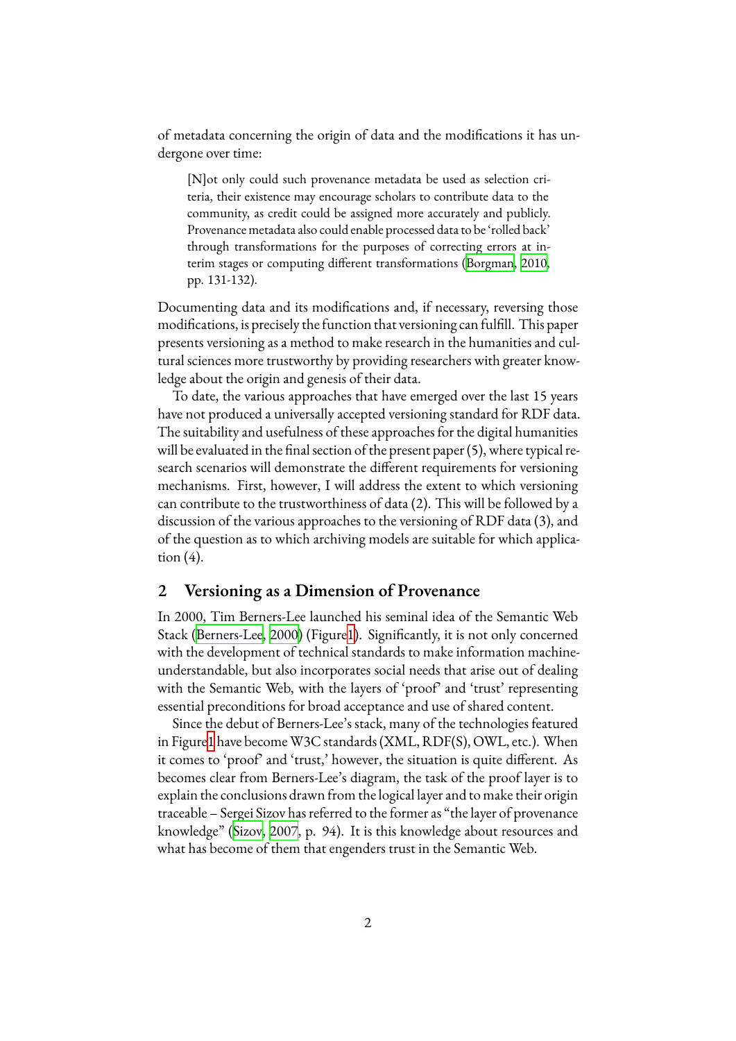of metadata concerning the origin of data and the modifications it has undergone over time:

> [N]ot only could such provenance metadata be used as selection criteria, their existence may encourage scholars to contribute data to the community, as credit could be assigned more accurately and publicly. Provenance metadata also could enable processed data to be 'rolled back' through transformations for the purposes of correcting errors at interim stages or computing different transformations (Borgman, 2010, pp. 131-132).

Documenting data and its modifications and, if necessary, reversing those modifications, is precisely the function that versioning can fulfill. This paper presents versioning as a method to make research in the humanities and cultural sciences more trustworthy by providing researchers with greater knowledge about the origin and genesis of their data.

To date, the various approaches that have emerged over the last 15 years have not produced a universally accepted versioning standard for RDF data. The suitability and usefulness of these approaches for the digital humanities will be evaluated in the final section of the present paper (5), where typical research scenarios will demonstrate the different requirements for versioning mechanisms. First, however, I will address the extent to which versioning can contribute to the trustworthiness of data (2). This will be followed by a discussion of the various approaches to the versioning of RDF data (3), and of the question as to which archiving models are suitable for which application (4).

## 2 Versioning as a Dimension of Provenance

In 2000, Tim Berners-Lee launched his seminal idea of the Semantic Web Stack (Berners-Lee, 2000) (Figure 1). Significantly, it is not only concerned with the development of technical standards to make information machine-understandable, but also incorporates social needs that arise out of dealing with the Semantic Web, with the layers of 'proof' and 'trust' representing essential preconditions for broad acceptance and use of shared content.

Since the debut of Berners-Lee's stack, many of the technologies featured in Figure 1 have become W3C standards (XML, RDF(S), OWL, etc.). When it comes to 'proof' and 'trust,' however, the situation is quite different. As becomes clear from Berners-Lee's diagram, the task of the proof layer is to explain the conclusions drawn from the logical layer and to make their origin traceable – Sergei Sizov has referred to the former as "the layer of provenance knowledge" (Sizov, 2007, p. 94). It is this knowledge about resources and what has become of them that engenders trust in the Semantic Web.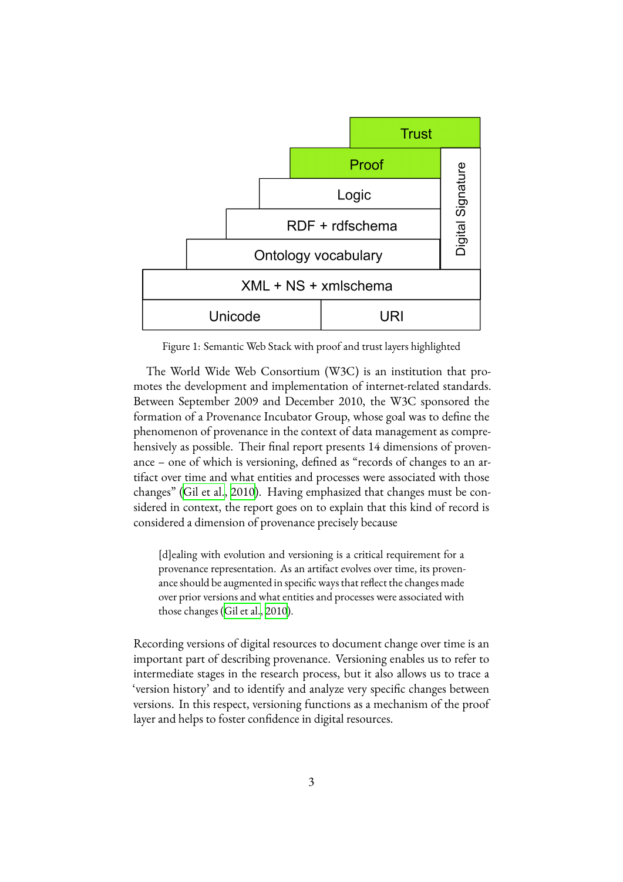| | | | Trust | |
|---|---|---|---|---|
| | | Proof | | Digital Signature |
| | | Logic | | |
| | RDF + rdfschema | | | |
| Ontology vocabulary | | | | |
| XML + NS + xmlschema | | | | |
| Unicode | | URI | | |

Figure 1: Semantic Web Stack with proof and trust layers highlighted

The World Wide Web Consortium (W3C) is an institution that promotes the development and implementation of internet-related standards. Between September 2009 and December 2010, the W3C sponsored the formation of a Provenance Incubator Group, whose goal was to define the phenomenon of provenance in the context of data management as comprehensively as possible. Their final report presents 14 dimensions of provenance – one of which is versioning, defined as "records of changes to an artifact over time and what entities and processes were associated with those changes" (Gil et al., 2010). Having emphasized that changes must be considered in context, the report goes on to explain that this kind of record is considered a dimension of provenance precisely because

> [d]ealing with evolution and versioning is a critical requirement for a provenance representation. As an artifact evolves over time, its provenance should be augmented in specific ways that reflect the changes made over prior versions and what entities and processes were associated with those changes (Gil et al., 2010).

Recording versions of digital resources to document change over time is an important part of describing provenance. Versioning enables us to refer to intermediate stages in the research process, but it also allows us to trace a 'version history' and to identify and analyze very specific changes between versions. In this respect, versioning functions as a mechanism of the proof layer and helps to foster confidence in digital resources.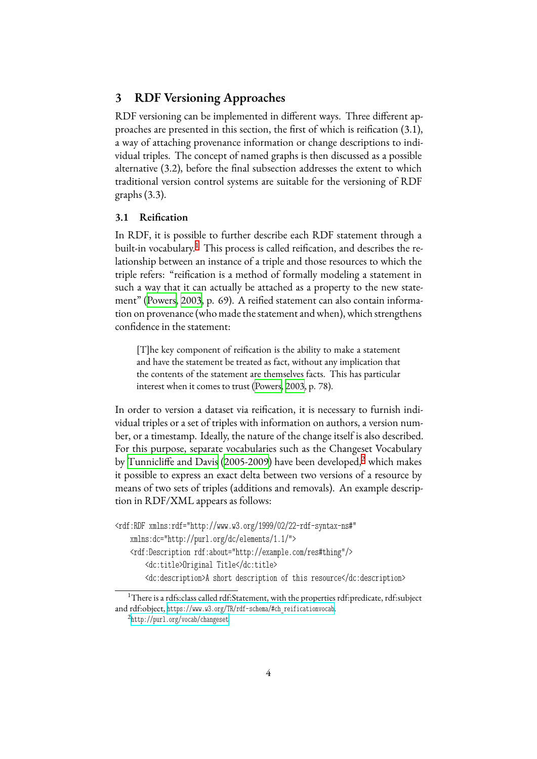## 3 RDF Versioning Approaches

RDF versioning can be implemented in different ways. Three different approaches are presented in this section, the first of which is reification (3.1), a way of attaching provenance information or change descriptions to individual triples. The concept of named graphs is then discussed as a possible alternative (3.2), before the final subsection addresses the extent to which traditional version control systems are suitable for the versioning of RDF graphs (3.3).

### 3.1 Reification

In RDF, it is possible to further describe each RDF statement through a built-in vocabulary.[1] This process is called reification, and describes the relationship between an instance of a triple and those resources to which the triple refers: "reification is a method of formally modeling a statement in such a way that it can actually be attached as a property to the new statement" (Powers, 2003, p. 69). A reified statement can also contain information on provenance (who made the statement and when), which strengthens confidence in the statement:

> [T]he key component of reification is the ability to make a statement and have the statement be treated as fact, without any implication that the contents of the statement are themselves facts. This has particular interest when it comes to trust (Powers, 2003, p. 78).

In order to version a dataset via reification, it is necessary to furnish individual triples or a set of triples with information on authors, a version number, or a timestamp. Ideally, the nature of the change itself is also described. For this purpose, separate vocabularies such as the Changeset Vocabulary by Tunnicliffe and Davis (2005-2009) have been developed,[2] which makes it possible to express an exact delta between two versions of a resource by means of two sets of triples (additions and removals). An example description in RDF/XML appears as follows:

```
<rdf:RDF xmlns:rdf="http://www.w3.org/1999/02/22-rdf-syntax-ns#"
    xmlns:dc="http://purl.org/dc/elements/1.1/">
    <rdf:Description rdf:about="http://example.com/res#thing"/>
        <dc:title>Original Title</dc:title>
        <dc:description>A short description of this resource</dc:description>
```

[1] There is a rdfs:class called rdf:Statement, with the properties rdf:predicate, rdf:subject and rdf:object, https://www.w3.org/TR/rdf-schema/#ch_reificationvocab.

[2] http://purl.org/vocab/changeset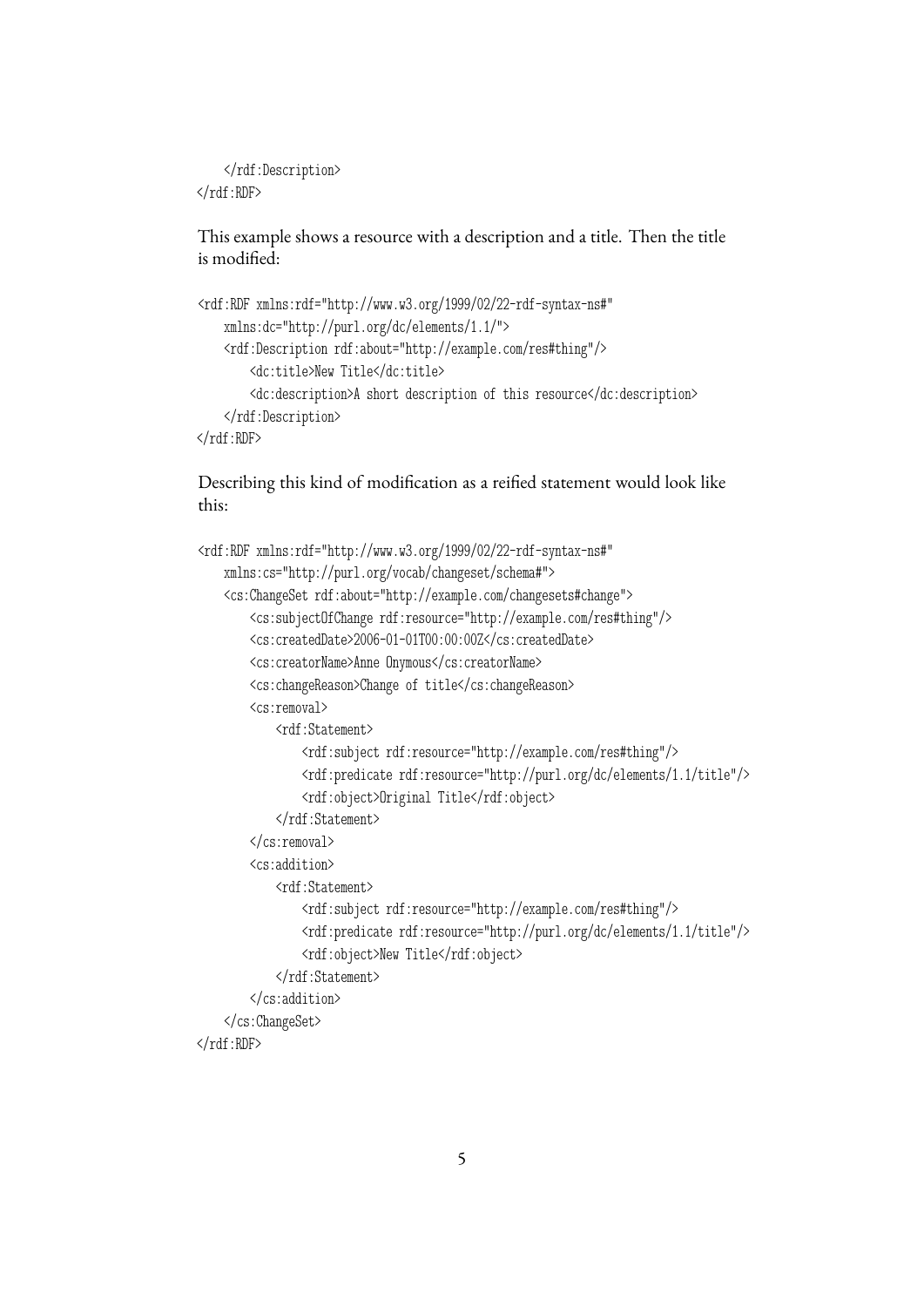```
    </rdf:Description>
</rdf:RDF>
```

This example shows a resource with a description and a title. Then the title is modified:

```
<rdf:RDF xmlns:rdf="http://www.w3.org/1999/02/22-rdf-syntax-ns#"
    xmlns:dc="http://purl.org/dc/elements/1.1/">
    <rdf:Description rdf:about="http://example.com/res#thing"/>
        <dc:title>New Title</dc:title>
        <dc:description>A short description of this resource</dc:description>
    </rdf:Description>
</rdf:RDF>
```

Describing this kind of modification as a reified statement would look like this:

```
<rdf:RDF xmlns:rdf="http://www.w3.org/1999/02/22-rdf-syntax-ns#"
    xmlns:cs="http://purl.org/vocab/changeset/schema#">
    <cs:ChangeSet rdf:about="http://example.com/changesets#change">
        <cs:subjectOfChange rdf:resource="http://example.com/res#thing"/>
        <cs:createdDate>2006-01-01T00:00:00Z</cs:createdDate>
        <cs:creatorName>Anne Onymous</cs:creatorName>
        <cs:changeReason>Change of title</cs:changeReason>
        <cs:removal>
            <rdf:Statement>
                <rdf:subject rdf:resource="http://example.com/res#thing"/>
                <rdf:predicate rdf:resource="http://purl.org/dc/elements/1.1/title"/>
                <rdf:object>Original Title</rdf:object>
            </rdf:Statement>
        </cs:removal>
        <cs:addition>
            <rdf:Statement>
                <rdf:subject rdf:resource="http://example.com/res#thing"/>
                <rdf:predicate rdf:resource="http://purl.org/dc/elements/1.1/title"/>
                <rdf:object>New Title</rdf:object>
            </rdf:Statement>
        </cs:addition>
    </cs:ChangeSet>
</rdf:RDF>
```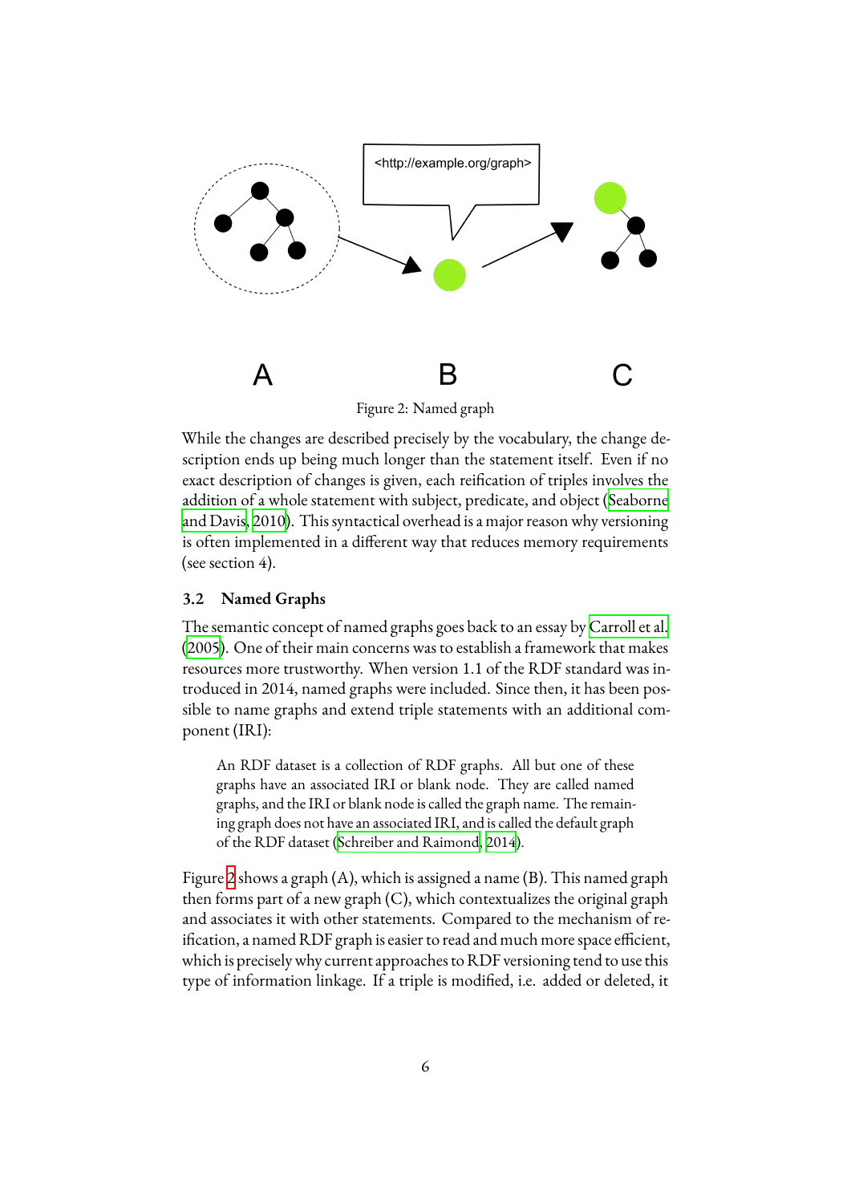Figure 2: Named graph

While the changes are described precisely by the vocabulary, the change description ends up being much longer than the statement itself. Even if no exact description of changes is given, each reification of triples involves the addition of a whole statement with subject, predicate, and object (Seaborne and Davis, 2010). This syntactical overhead is a major reason why versioning is often implemented in a different way that reduces memory requirements (see section 4).

### 3.2 Named Graphs

The semantic concept of named graphs goes back to an essay by Carroll et al. (2005). One of their main concerns was to establish a framework that makes resources more trustworthy. When version 1.1 of the RDF standard was introduced in 2014, named graphs were included. Since then, it has been possible to name graphs and extend triple statements with an additional component (IRI):

> An RDF dataset is a collection of RDF graphs. All but one of these graphs have an associated IRI or blank node. They are called named graphs, and the IRI or blank node is called the graph name. The remaining graph does not have an associated IRI, and is called the default graph of the RDF dataset (Schreiber and Raimond, 2014).

Figure 2 shows a graph (A), which is assigned a name (B). This named graph then forms part of a new graph (C), which contextualizes the original graph and associates it with other statements. Compared to the mechanism of reification, a named RDF graph is easier to read and much more space efficient, which is precisely why current approaches to RDF versioning tend to use this type of information linkage. If a triple is modified, i.e. added or deleted, it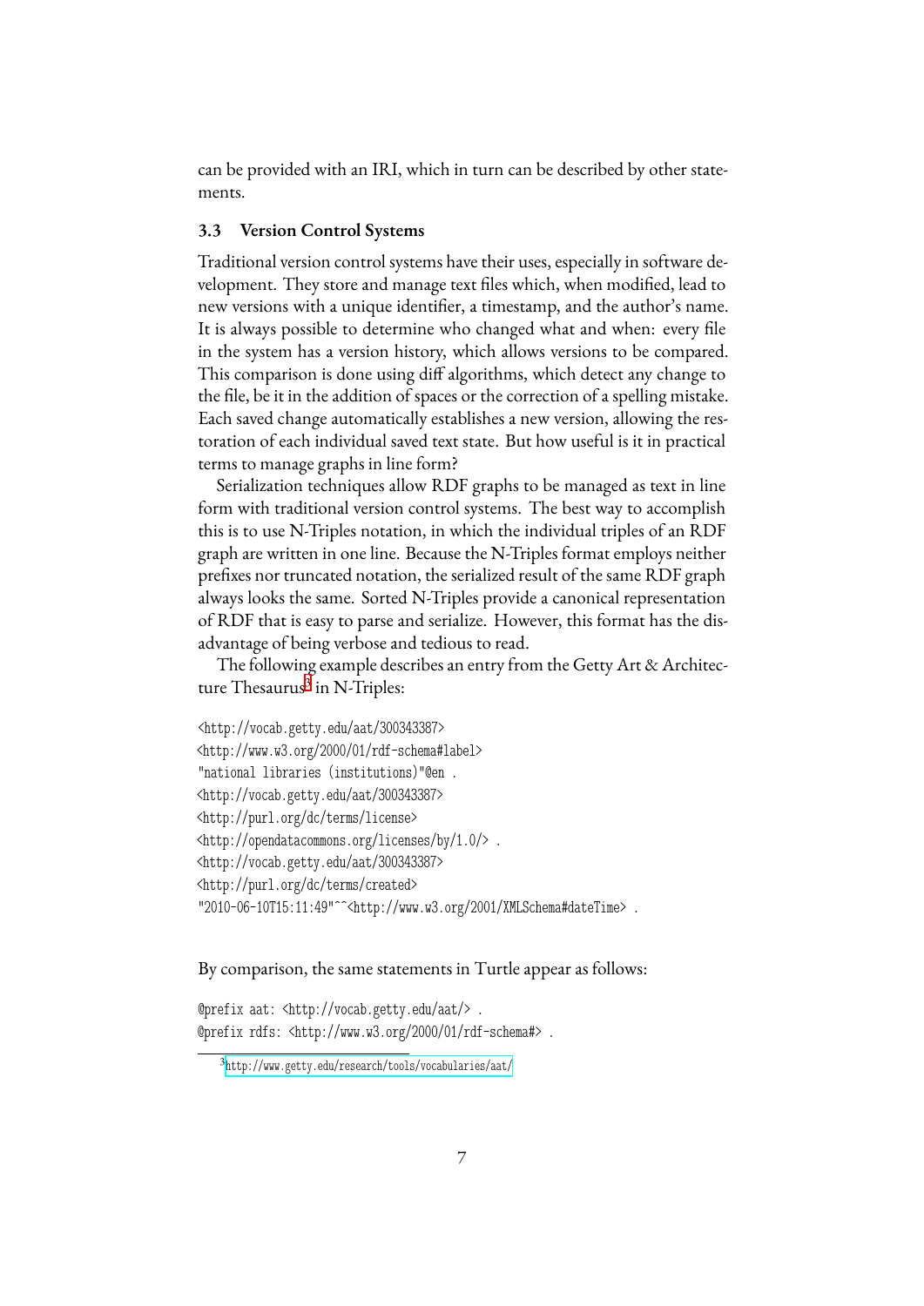can be provided with an IRI, which in turn can be described by other statements.

### 3.3 Version Control Systems

Traditional version control systems have their uses, especially in software development. They store and manage text files which, when modified, lead to new versions with a unique identifier, a timestamp, and the author's name. It is always possible to determine who changed what and when: every file in the system has a version history, which allows versions to be compared. This comparison is done using diff algorithms, which detect any change to the file, be it in the addition of spaces or the correction of a spelling mistake. Each saved change automatically establishes a new version, allowing the restoration of each individual saved text state. But how useful is it in practical terms to manage graphs in line form?

Serialization techniques allow RDF graphs to be managed as text in line form with traditional version control systems. The best way to accomplish this is to use N-Triples notation, in which the individual triples of an RDF graph are written in one line. Because the N-Triples format employs neither prefixes nor truncated notation, the serialized result of the same RDF graph always looks the same. Sorted N-Triples provide a canonical representation of RDF that is easy to parse and serialize. However, this format has the disadvantage of being verbose and tedious to read.

The following example describes an entry from the Getty Art & Architecture Thesaurus[3] in N-Triples:

```
<http://vocab.getty.edu/aat/300343387>
<http://www.w3.org/2000/01/rdf-schema#label>
"national libraries (institutions)"@en .
<http://vocab.getty.edu/aat/300343387>
<http://purl.org/dc/terms/license>
<http://opendatacommons.org/licenses/by/1.0/> .
<http://vocab.getty.edu/aat/300343387>
<http://purl.org/dc/terms/created>
"2010-06-10T15:11:49"^^<http://www.w3.org/2001/XMLSchema#dateTime> .
```

By comparison, the same statements in Turtle appear as follows:

```
@prefix aat: <http://vocab.getty.edu/aat/> .
@prefix rdfs: <http://www.w3.org/2000/01/rdf-schema#> .
```

[3] http://www.getty.edu/research/tools/vocabularies/aat/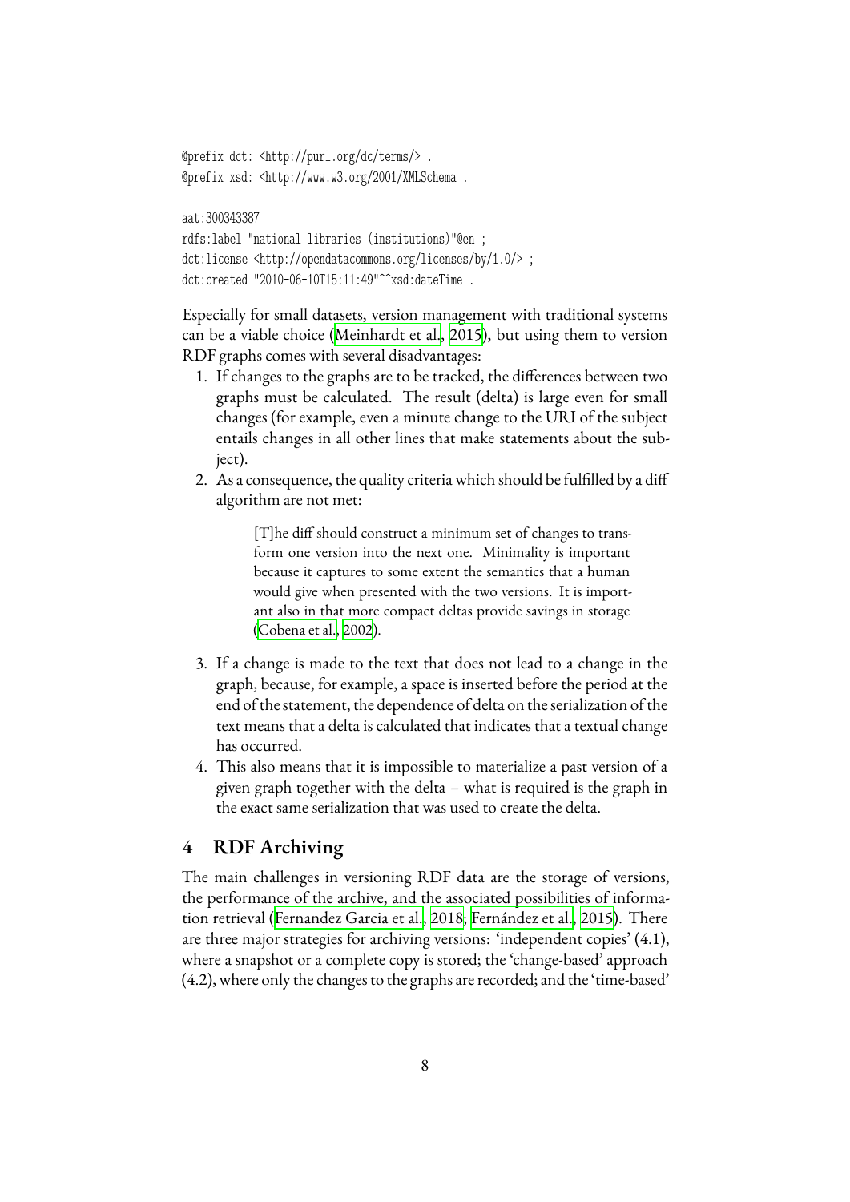```
@prefix dct: <http://purl.org/dc/terms/> .
@prefix xsd: <http://www.w3.org/2001/XMLSchema .

aat:300343387
rdfs:label "national libraries (institutions)"@en ;
dct:license <http://opendatacommons.org/licenses/by/1.0/> ;
dct:created "2010-06-10T15:11:49"^^xsd:dateTime .
```

Especially for small datasets, version management with traditional systems can be a viable choice (Meinhardt et al., 2015), but using them to version RDF graphs comes with several disadvantages:

1. If changes to the graphs are to be tracked, the differences between two graphs must be calculated. The result (delta) is large even for small changes (for example, even a minute change to the URI of the subject entails changes in all other lines that make statements about the subject).
2. As a consequence, the quality criteria which should be fulfilled by a diff algorithm are not met:

   > [T]he diff should construct a minimum set of changes to transform one version into the next one. Minimality is important because it captures to some extent the semantics that a human would give when presented with the two versions. It is important also in that more compact deltas provide savings in storage (Cobena et al., 2002).

3. If a change is made to the text that does not lead to a change in the graph, because, for example, a space is inserted before the period at the end of the statement, the dependence of delta on the serialization of the text means that a delta is calculated that indicates that a textual change has occurred.
4. This also means that it is impossible to materialize a past version of a given graph together with the delta – what is required is the graph in the exact same serialization that was used to create the delta.

## 4 RDF Archiving

The main challenges in versioning RDF data are the storage of versions, the performance of the archive, and the associated possibilities of information retrieval (Fernandez Garcia et al., 2018; Fernández et al., 2015). There are three major strategies for archiving versions: 'independent copies' (4.1), where a snapshot or a complete copy is stored; the 'change-based' approach (4.2), where only the changes to the graphs are recorded; and the 'time-based'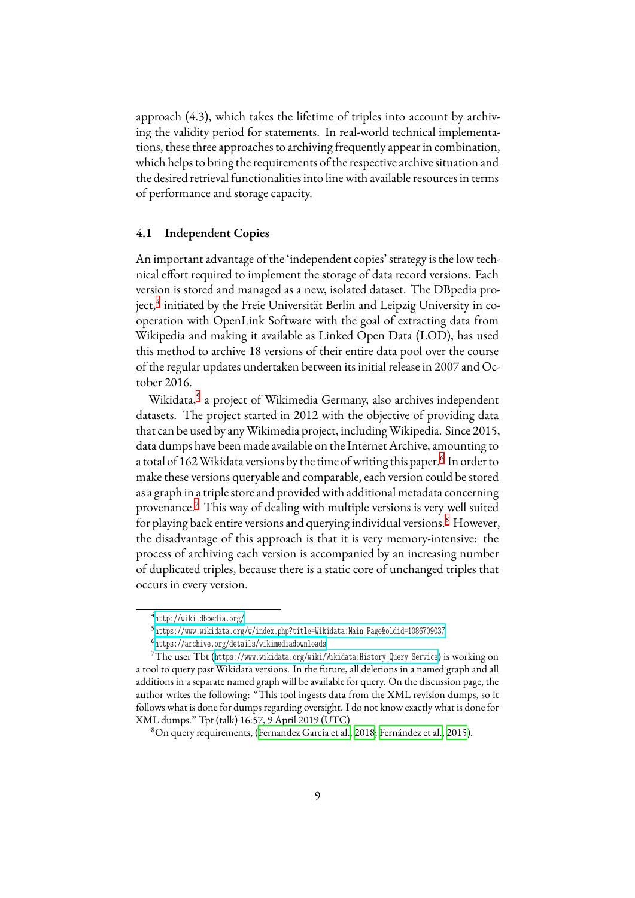approach (4.3), which takes the lifetime of triples into account by archiving the validity period for statements. In real-world technical implementations, these three approaches to archiving frequently appear in combination, which helps to bring the requirements of the respective archive situation and the desired retrieval functionalities into line with available resources in terms of performance and storage capacity.

### 4.1 Independent Copies

An important advantage of the 'independent copies' strategy is the low technical effort required to implement the storage of data record versions. Each version is stored and managed as a new, isolated dataset. The DBpedia project,[4] initiated by the Freie Universität Berlin and Leipzig University in cooperation with OpenLink Software with the goal of extracting data from Wikipedia and making it available as Linked Open Data (LOD), has used this method to archive 18 versions of their entire data pool over the course of the regular updates undertaken between its initial release in 2007 and October 2016.

Wikidata,[5] a project of Wikimedia Germany, also archives independent datasets. The project started in 2012 with the objective of providing data that can be used by any Wikimedia project, including Wikipedia. Since 2015, data dumps have been made available on the Internet Archive, amounting to a total of 162 Wikidata versions by the time of writing this paper.[6] In order to make these versions queryable and comparable, each version could be stored as a graph in a triple store and provided with additional metadata concerning provenance.[7] This way of dealing with multiple versions is very well suited for playing back entire versions and querying individual versions.[8] However, the disadvantage of this approach is that it is very memory-intensive: the process of archiving each version is accompanied by an increasing number of duplicated triples, because there is a static core of unchanged triples that occurs in every version.

---

[4] http://wiki.dbpedia.org/

[5] https://www.wikidata.org/w/index.php?title=Wikidata:Main_Page&oldid=1086709037

[6] https://archive.org/details/wikimediadownloads

[7] The user Tbt (https://www.wikidata.org/wiki/Wikidata:History_Query_Service) is working on a tool to query past Wikidata versions. In the future, all deletions in a named graph and all additions in a separate named graph will be available for query. On the discussion page, the author writes the following: "This tool ingests data from the XML revision dumps, so it follows what is done for dumps regarding oversight. I do not know exactly what is done for XML dumps." Tpt (talk) 16:57, 9 April 2019 (UTC)

[8] On query requirements, (Fernandez Garcia et al., 2018; Fernández et al., 2015).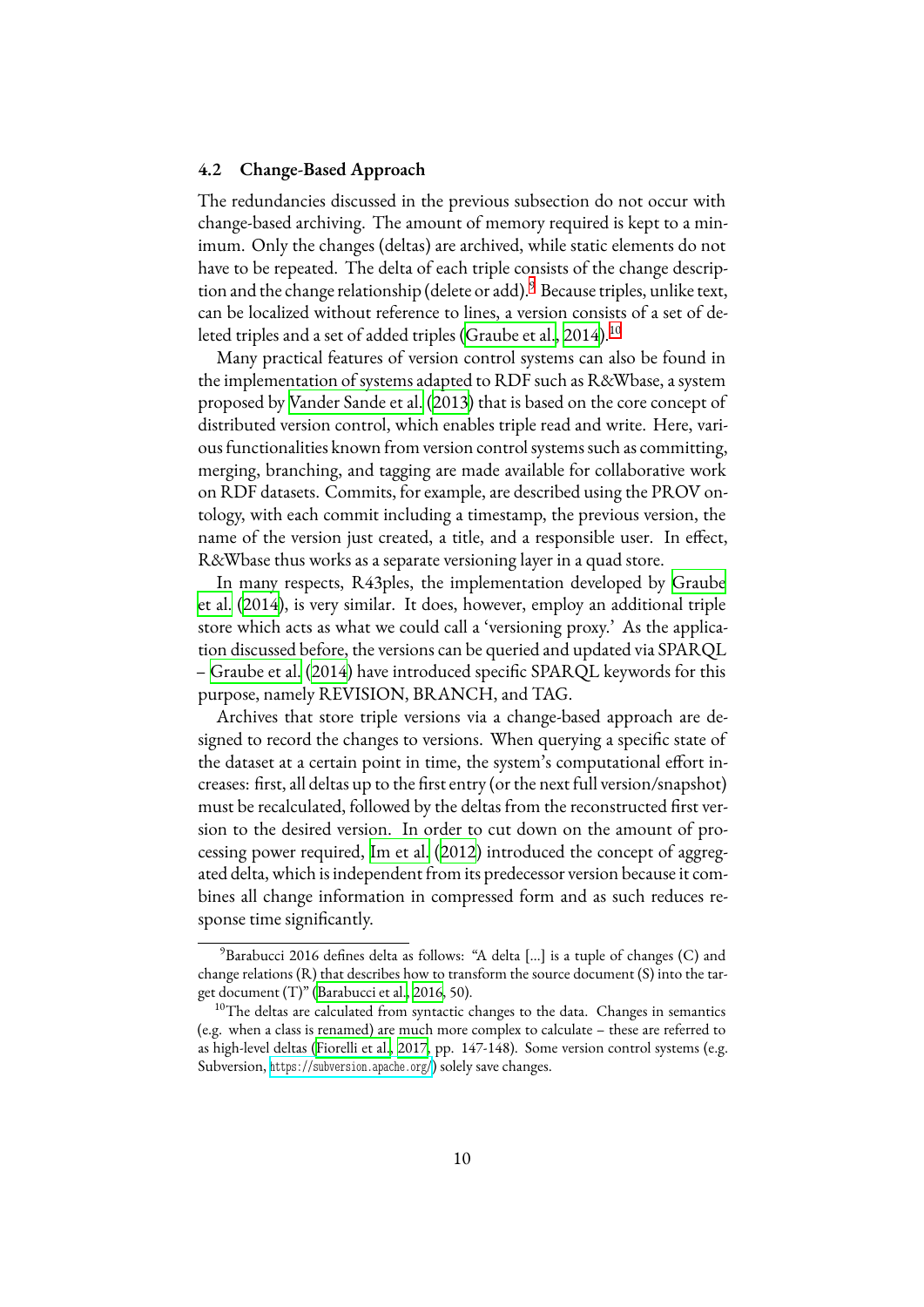### 4.2 Change-Based Approach

The redundancies discussed in the previous subsection do not occur with change-based archiving. The amount of memory required is kept to a minimum. Only the changes (deltas) are archived, while static elements do not have to be repeated. The delta of each triple consists of the change description and the change relationship (delete or add).[9] Because triples, unlike text, can be localized without reference to lines, a version consists of a set of deleted triples and a set of added triples (Graube et al., 2014).[10]

Many practical features of version control systems can also be found in the implementation of systems adapted to RDF such as R&Wbase, a system proposed by Vander Sande et al. (2013) that is based on the core concept of distributed version control, which enables triple read and write. Here, various functionalities known from version control systems such as committing, merging, branching, and tagging are made available for collaborative work on RDF datasets. Commits, for example, are described using the PROV ontology, with each commit including a timestamp, the previous version, the name of the version just created, a title, and a responsible user. In effect, R&Wbase thus works as a separate versioning layer in a quad store.

In many respects, R43ples, the implementation developed by Graube et al. (2014), is very similar. It does, however, employ an additional triple store which acts as what we could call a 'versioning proxy.' As the application discussed before, the versions can be queried and updated via SPARQL – Graube et al. (2014) have introduced specific SPARQL keywords for this purpose, namely REVISION, BRANCH, and TAG.

Archives that store triple versions via a change-based approach are designed to record the changes to versions. When querying a specific state of the dataset at a certain point in time, the system's computational effort increases: first, all deltas up to the first entry (or the next full version/snapshot) must be recalculated, followed by the deltas from the reconstructed first version to the desired version. In order to cut down on the amount of processing power required, Im et al. (2012) introduced the concept of aggregated delta, which is independent from its predecessor version because it combines all change information in compressed form and as such reduces response time significantly.

---

[9] Barabucci 2016 defines delta as follows: "A delta [...] is a tuple of changes (C) and change relations (R) that describes how to transform the source document (S) into the target document (T)" (Barabucci et al., 2016, 50).

[10] The deltas are calculated from syntactic changes to the data. Changes in semantics (e.g. when a class is renamed) are much more complex to calculate – these are referred to as high-level deltas (Fiorelli et al., 2017, pp. 147-148). Some version control systems (e.g. Subversion, https://subversion.apache.org/) solely save changes.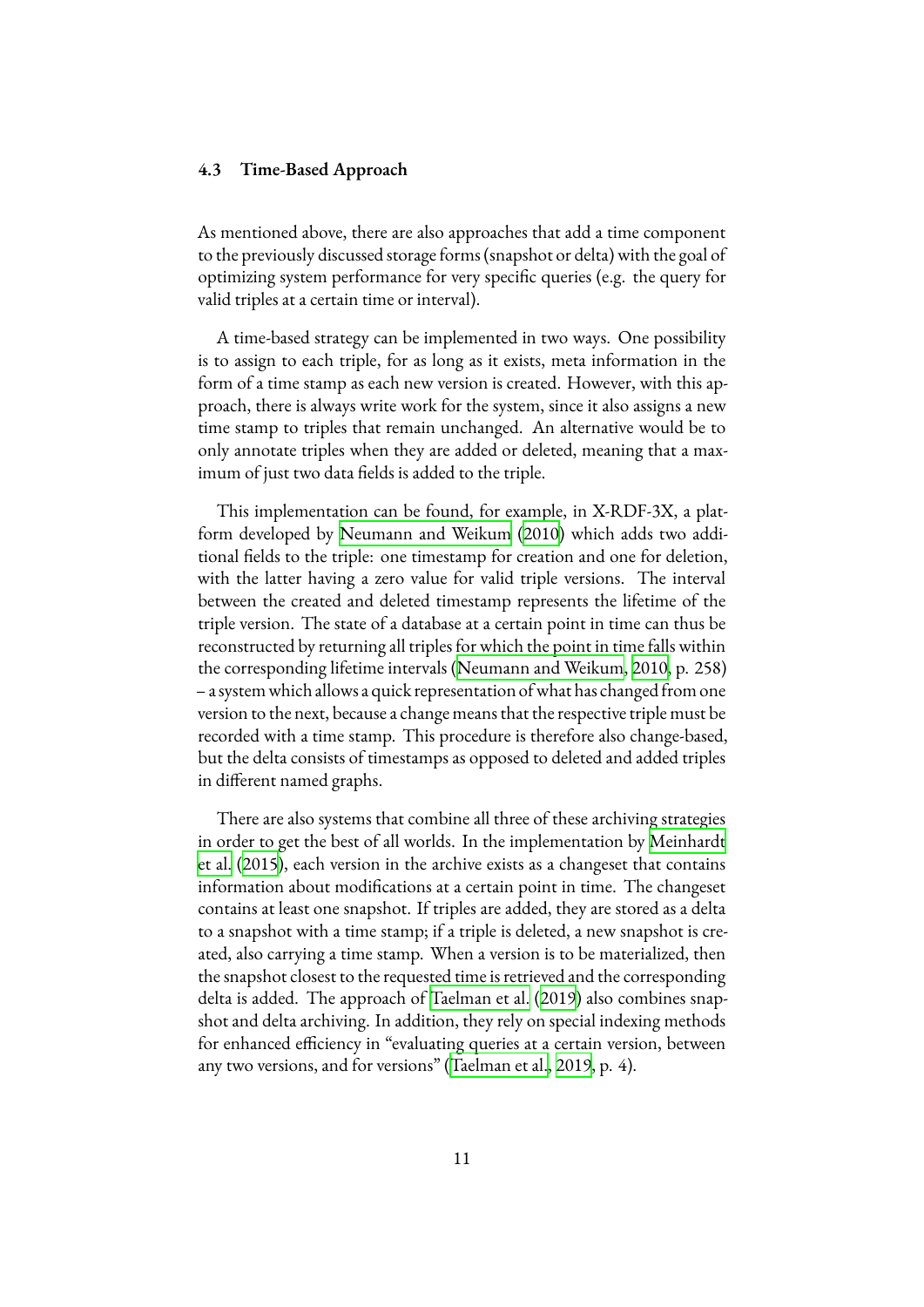### 4.3 Time-Based Approach

As mentioned above, there are also approaches that add a time component to the previously discussed storage forms (snapshot or delta) with the goal of optimizing system performance for very specific queries (e.g. the query for valid triples at a certain time or interval).

A time-based strategy can be implemented in two ways. One possibility is to assign to each triple, for as long as it exists, meta information in the form of a time stamp as each new version is created. However, with this approach, there is always write work for the system, since it also assigns a new time stamp to triples that remain unchanged. An alternative would be to only annotate triples when they are added or deleted, meaning that a maximum of just two data fields is added to the triple.

This implementation can be found, for example, in X-RDF-3X, a platform developed by Neumann and Weikum (2010) which adds two additional fields to the triple: one timestamp for creation and one for deletion, with the latter having a zero value for valid triple versions. The interval between the created and deleted timestamp represents the lifetime of the triple version. The state of a database at a certain point in time can thus be reconstructed by returning all triples for which the point in time falls within the corresponding lifetime intervals (Neumann and Weikum, 2010, p. 258) – a system which allows a quick representation of what has changed from one version to the next, because a change means that the respective triple must be recorded with a time stamp. This procedure is therefore also change-based, but the delta consists of timestamps as opposed to deleted and added triples in different named graphs.

There are also systems that combine all three of these archiving strategies in order to get the best of all worlds. In the implementation by Meinhardt et al. (2015), each version in the archive exists as a changeset that contains information about modifications at a certain point in time. The changeset contains at least one snapshot. If triples are added, they are stored as a delta to a snapshot with a time stamp; if a triple is deleted, a new snapshot is created, also carrying a time stamp. When a version is to be materialized, then the snapshot closest to the requested time is retrieved and the corresponding delta is added. The approach of Taelman et al. (2019) also combines snapshot and delta archiving. In addition, they rely on special indexing methods for enhanced efficiency in "evaluating queries at a certain version, between any two versions, and for versions" (Taelman et al., 2019, p. 4).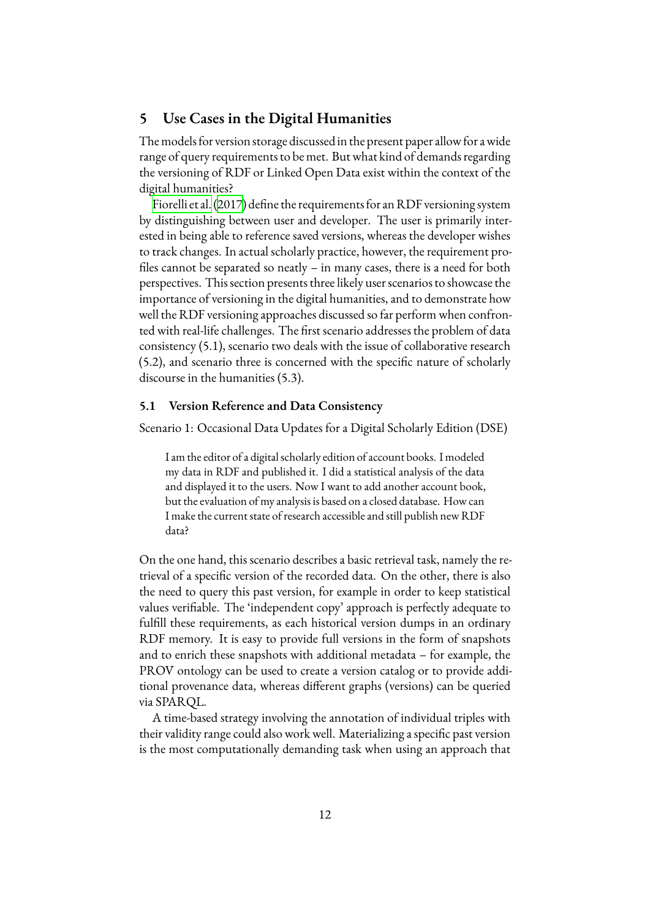## 5 Use Cases in the Digital Humanities

The models for version storage discussed in the present paper allow for a wide range of query requirements to be met. But what kind of demands regarding the versioning of RDF or Linked Open Data exist within the context of the digital humanities?

Fiorelli et al. (2017) define the requirements for an RDF versioning system by distinguishing between user and developer. The user is primarily interested in being able to reference saved versions, whereas the developer wishes to track changes. In actual scholarly practice, however, the requirement profiles cannot be separated so neatly – in many cases, there is a need for both perspectives. This section presents three likely user scenarios to showcase the importance of versioning in the digital humanities, and to demonstrate how well the RDF versioning approaches discussed so far perform when confronted with real-life challenges. The first scenario addresses the problem of data consistency (5.1), scenario two deals with the issue of collaborative research (5.2), and scenario three is concerned with the specific nature of scholarly discourse in the humanities (5.3).

### 5.1 Version Reference and Data Consistency

Scenario 1: Occasional Data Updates for a Digital Scholarly Edition (DSE)

> I am the editor of a digital scholarly edition of account books. I modeled my data in RDF and published it. I did a statistical analysis of the data and displayed it to the users. Now I want to add another account book, but the evaluation of my analysis is based on a closed database. How can I make the current state of research accessible and still publish new RDF data?

On the one hand, this scenario describes a basic retrieval task, namely the retrieval of a specific version of the recorded data. On the other, there is also the need to query this past version, for example in order to keep statistical values verifiable. The 'independent copy' approach is perfectly adequate to fulfill these requirements, as each historical version dumps in an ordinary RDF memory. It is easy to provide full versions in the form of snapshots and to enrich these snapshots with additional metadata – for example, the PROV ontology can be used to create a version catalog or to provide additional provenance data, whereas different graphs (versions) can be queried via SPARQL.

A time-based strategy involving the annotation of individual triples with their validity range could also work well. Materializing a specific past version is the most computationally demanding task when using an approach that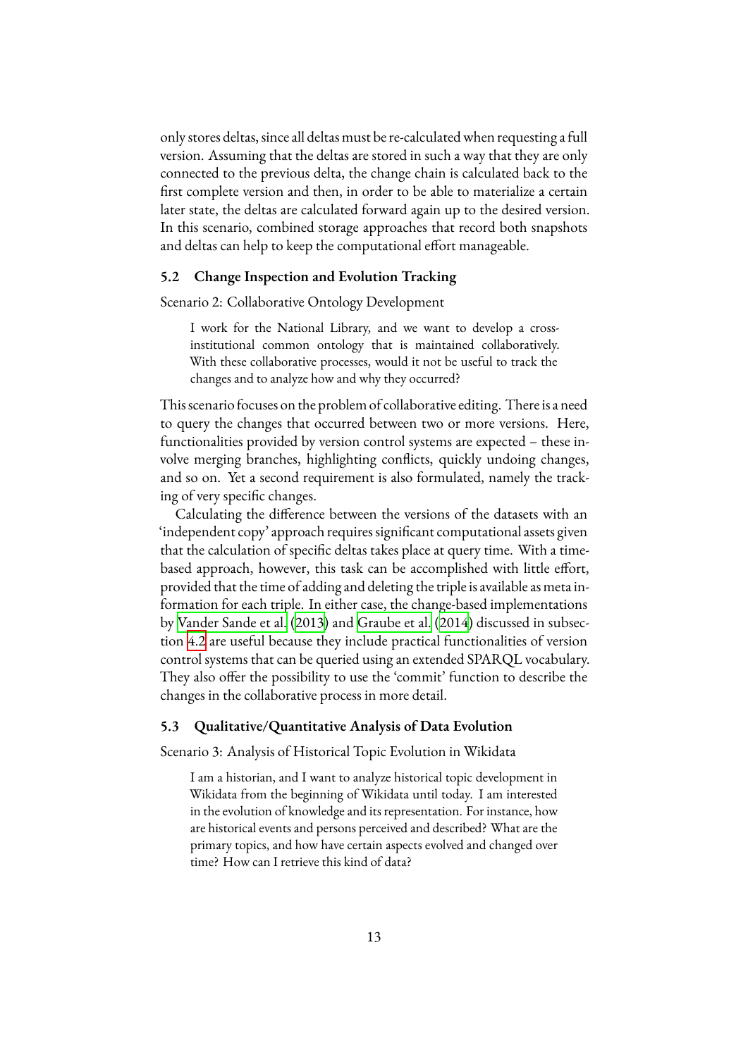only stores deltas, since all deltas must be re-calculated when requesting a full version. Assuming that the deltas are stored in such a way that they are only connected to the previous delta, the change chain is calculated back to the first complete version and then, in order to be able to materialize a certain later state, the deltas are calculated forward again up to the desired version. In this scenario, combined storage approaches that record both snapshots and deltas can help to keep the computational effort manageable.

### 5.2 Change Inspection and Evolution Tracking

Scenario 2: Collaborative Ontology Development

> I work for the National Library, and we want to develop a cross-institutional common ontology that is maintained collaboratively. With these collaborative processes, would it not be useful to track the changes and to analyze how and why they occurred?

This scenario focuses on the problem of collaborative editing. There is a need to query the changes that occurred between two or more versions. Here, functionalities provided by version control systems are expected – these involve merging branches, highlighting conflicts, quickly undoing changes, and so on. Yet a second requirement is also formulated, namely the tracking of very specific changes.

Calculating the difference between the versions of the datasets with an 'independent copy' approach requires significant computational assets given that the calculation of specific deltas takes place at query time. With a time-based approach, however, this task can be accomplished with little effort, provided that the time of adding and deleting the triple is available as meta information for each triple. In either case, the change-based implementations by Vander Sande et al. (2013) and Graube et al. (2014) discussed in subsection 4.2 are useful because they include practical functionalities of version control systems that can be queried using an extended SPARQL vocabulary. They also offer the possibility to use the 'commit' function to describe the changes in the collaborative process in more detail.

### 5.3 Qualitative/Quantitative Analysis of Data Evolution

Scenario 3: Analysis of Historical Topic Evolution in Wikidata

> I am a historian, and I want to analyze historical topic development in Wikidata from the beginning of Wikidata until today. I am interested in the evolution of knowledge and its representation. For instance, how are historical events and persons perceived and described? What are the primary topics, and how have certain aspects evolved and changed over time? How can I retrieve this kind of data?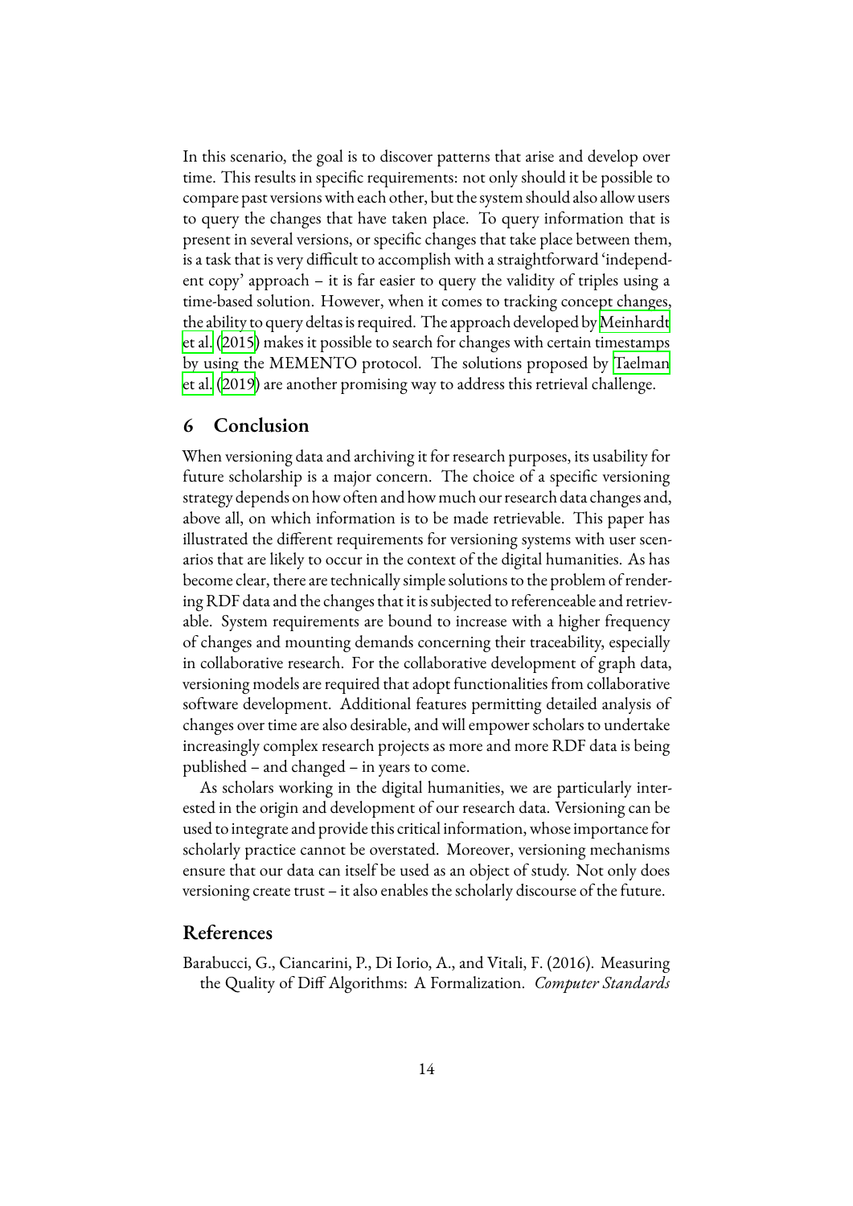In this scenario, the goal is to discover patterns that arise and develop over time. This results in specific requirements: not only should it be possible to compare past versions with each other, but the system should also allow users to query the changes that have taken place. To query information that is present in several versions, or specific changes that take place between them, is a task that is very difficult to accomplish with a straightforward 'independent copy' approach – it is far easier to query the validity of triples using a time-based solution. However, when it comes to tracking concept changes, the ability to query deltas is required. The approach developed by Meinhardt et al. (2015) makes it possible to search for changes with certain timestamps by using the MEMENTO protocol. The solutions proposed by Taelman et al. (2019) are another promising way to address this retrieval challenge.

## 6 Conclusion

When versioning data and archiving it for research purposes, its usability for future scholarship is a major concern. The choice of a specific versioning strategy depends on how often and how much our research data changes and, above all, on which information is to be made retrievable. This paper has illustrated the different requirements for versioning systems with user scenarios that are likely to occur in the context of the digital humanities. As has become clear, there are technically simple solutions to the problem of rendering RDF data and the changes that it is subjected to referenceable and retrievable. System requirements are bound to increase with a higher frequency of changes and mounting demands concerning their traceability, especially in collaborative research. For the collaborative development of graph data, versioning models are required that adopt functionalities from collaborative software development. Additional features permitting detailed analysis of changes over time are also desirable, and will empower scholars to undertake increasingly complex research projects as more and more RDF data is being published – and changed – in years to come.

As scholars working in the digital humanities, we are particularly interested in the origin and development of our research data. Versioning can be used to integrate and provide this critical information, whose importance for scholarly practice cannot be overstated. Moreover, versioning mechanisms ensure that our data can itself be used as an object of study. Not only does versioning create trust – it also enables the scholarly discourse of the future.

## References

Barabucci, G., Ciancarini, P., Di Iorio, A., and Vitali, F. (2016). Measuring the Quality of Diff Algorithms: A Formalization. *Computer Standards*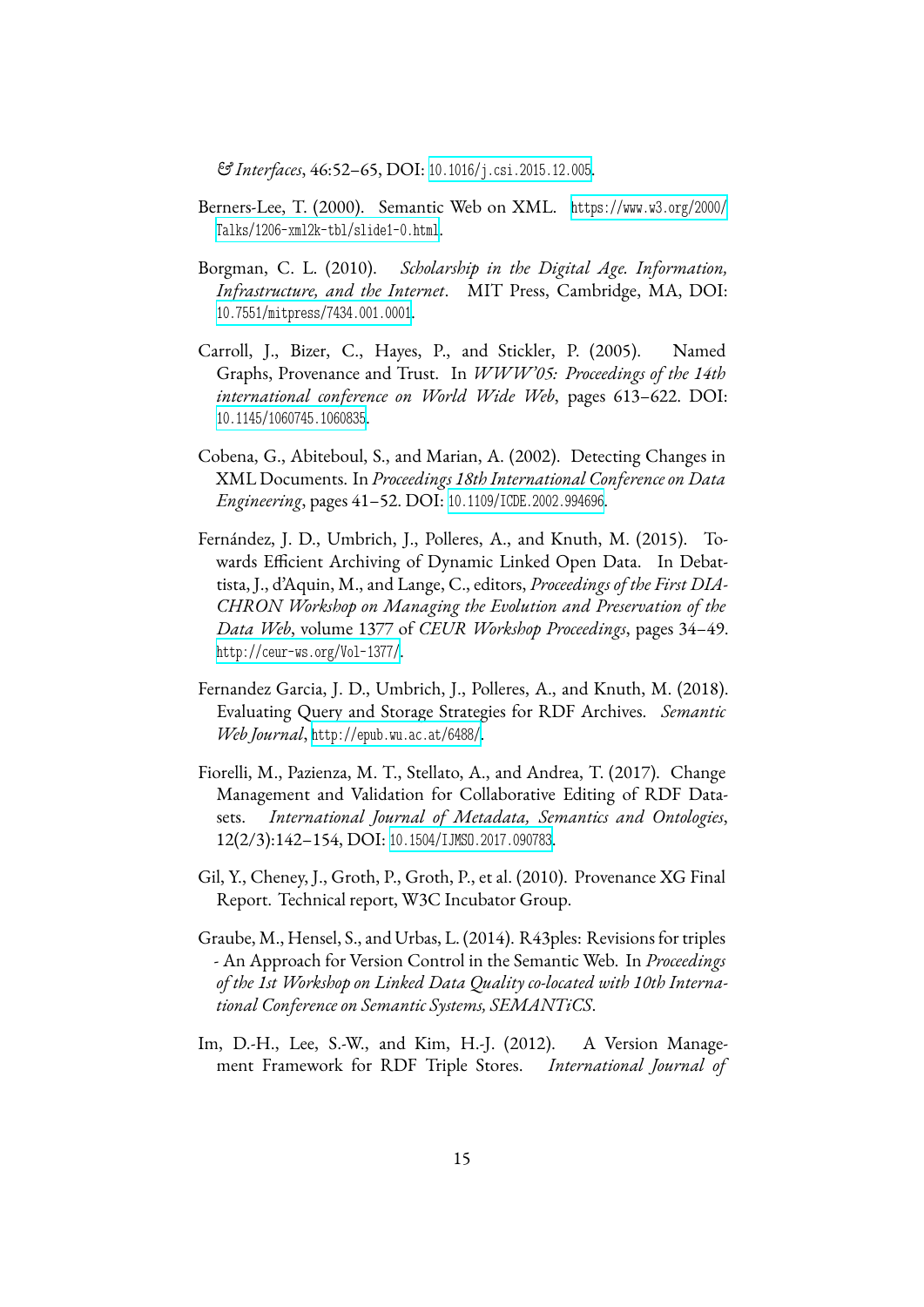*& Interfaces*, 46:52–65, DOI: 10.1016/j.csi.2015.12.005.

Berners-Lee, T. (2000). Semantic Web on XML. https://www.w3.org/2000/Talks/1206-xml2k-tbl/slide1-0.html.

Borgman, C. L. (2010). *Scholarship in the Digital Age. Information, Infrastructure, and the Internet*. MIT Press, Cambridge, MA, DOI: 10.7551/mitpress/7434.001.0001.

Carroll, J., Bizer, C., Hayes, P., and Stickler, P. (2005). Named Graphs, Provenance and Trust. In *WWW'05: Proceedings of the 14th international conference on World Wide Web*, pages 613–622. DOI: 10.1145/1060745.1060835.

Cobena, G., Abiteboul, S., and Marian, A. (2002). Detecting Changes in XML Documents. In *Proceedings 18th International Conference on Data Engineering*, pages 41–52. DOI: 10.1109/ICDE.2002.994696.

Fernández, J. D., Umbrich, J., Polleres, A., and Knuth, M. (2015). Towards Efficient Archiving of Dynamic Linked Open Data. In Debattista, J., d'Aquin, M., and Lange, C., editors, *Proceedings of the First DIACHRON Workshop on Managing the Evolution and Preservation of the Data Web*, volume 1377 of *CEUR Workshop Proceedings*, pages 34–49. http://ceur-ws.org/Vol-1377/.

Fernandez Garcia, J. D., Umbrich, J., Polleres, A., and Knuth, M. (2018). Evaluating Query and Storage Strategies for RDF Archives. *Semantic Web Journal*, http://epub.wu.ac.at/6488/.

Fiorelli, M., Pazienza, M. T., Stellato, A., and Andrea, T. (2017). Change Management and Validation for Collaborative Editing of RDF Datasets. *International Journal of Metadata, Semantics and Ontologies*, 12(2/3):142–154, DOI: 10.1504/IJMSO.2017.090783.

Gil, Y., Cheney, J., Groth, P., Groth, P., et al. (2010). Provenance XG Final Report. Technical report, W3C Incubator Group.

Graube, M., Hensel, S., and Urbas, L. (2014). R43ples: Revisions for triples - An Approach for Version Control in the Semantic Web. In *Proceedings of the 1st Workshop on Linked Data Quality co-located with 10th International Conference on Semantic Systems, SEMANTiCS*.

Im, D.-H., Lee, S.-W., and Kim, H.-J. (2012). A Version Management Framework for RDF Triple Stores. *International Journal of*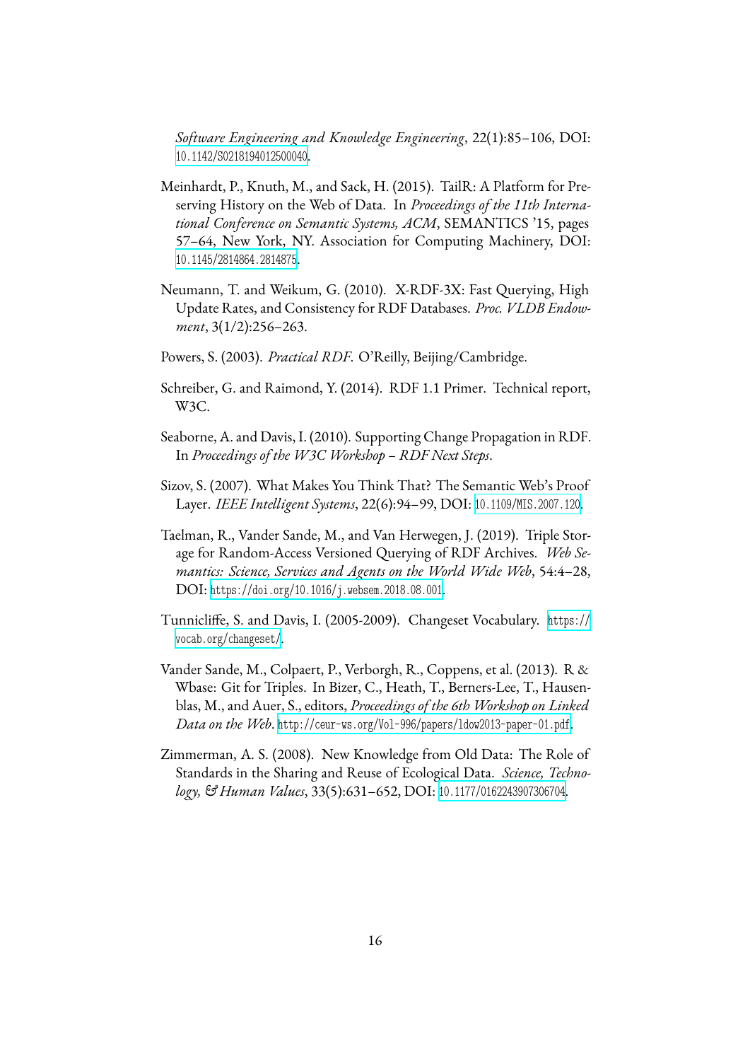*Software Engineering and Knowledge Engineering*, 22(1):85–106, DOI: 10.1142/S0218194012500040.

Meinhardt, P., Knuth, M., and Sack, H. (2015). TailR: A Platform for Preserving History on the Web of Data. In *Proceedings of the 11th International Conference on Semantic Systems, ACM*, SEMANTICS '15, pages 57–64, New York, NY. Association for Computing Machinery, DOI: 10.1145/2814864.2814875.

Neumann, T. and Weikum, G. (2010). X-RDF-3X: Fast Querying, High Update Rates, and Consistency for RDF Databases. *Proc. VLDB Endowment*, 3(1/2):256–263.

Powers, S. (2003). *Practical RDF.* O'Reilly, Beijing/Cambridge.

Schreiber, G. and Raimond, Y. (2014). RDF 1.1 Primer. Technical report, W3C.

Seaborne, A. and Davis, I. (2010). Supporting Change Propagation in RDF. In *Proceedings of the W3C Workshop – RDF Next Steps*.

Sizov, S. (2007). What Makes You Think That? The Semantic Web's Proof Layer. *IEEE Intelligent Systems*, 22(6):94–99, DOI: 10.1109/MIS.2007.120.

Taelman, R., Vander Sande, M., and Van Herwegen, J. (2019). Triple Storage for Random-Access Versioned Querying of RDF Archives. *Web Semantics: Science, Services and Agents on the World Wide Web*, 54:4–28, DOI: https://doi.org/10.1016/j.websem.2018.08.001.

Tunnicliffe, S. and Davis, I. (2005-2009). Changeset Vocabulary. https://vocab.org/changeset/.

Vander Sande, M., Colpaert, P., Verborgh, R., Coppens, et al. (2013). R & Wbase: Git for Triples. In Bizer, C., Heath, T., Berners-Lee, T., Hausenblas, M., and Auer, S., editors, *Proceedings of the 6th Workshop on Linked Data on the Web*. http://ceur-ws.org/Vol-996/papers/ldow2013-paper-01.pdf.

Zimmerman, A. S. (2008). New Knowledge from Old Data: The Role of Standards in the Sharing and Reuse of Ecological Data. *Science, Technology, & Human Values*, 33(5):631–652, DOI: 10.1177/0162243907306704.